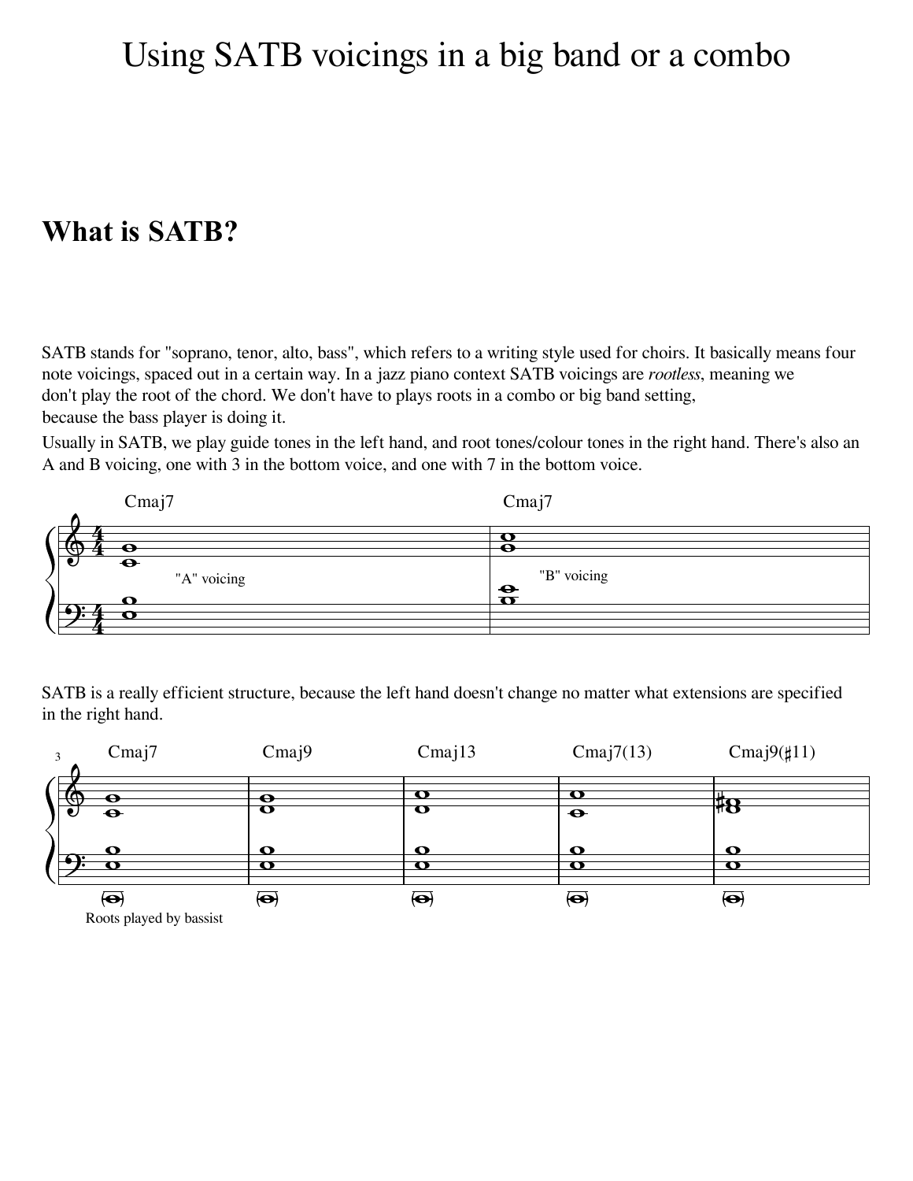# Using SATB voicings in a big band or a combo

## What is SATB?

SATB stands for "soprano, tenor, alto, bass", which refers to a writing style used for choirs. It basically means four note voicings, spaced out in a certain way. In a jazz piano context SATB voicings are *rootless*, meaning we don't play the root of the chord. We don't have to plays roots in a combo or big band setting, because the bass player is doing it.

Usually in SATB, we play guide tones in the left hand, and root tones/colour tones in the right hand. There's also an A and B voicing, one with 3 in the bottom voice, and one with 7 in the bottom voice.

SATB is a really efficient structure, because the left hand doesn't change no matter what extensions are specified in the right hand.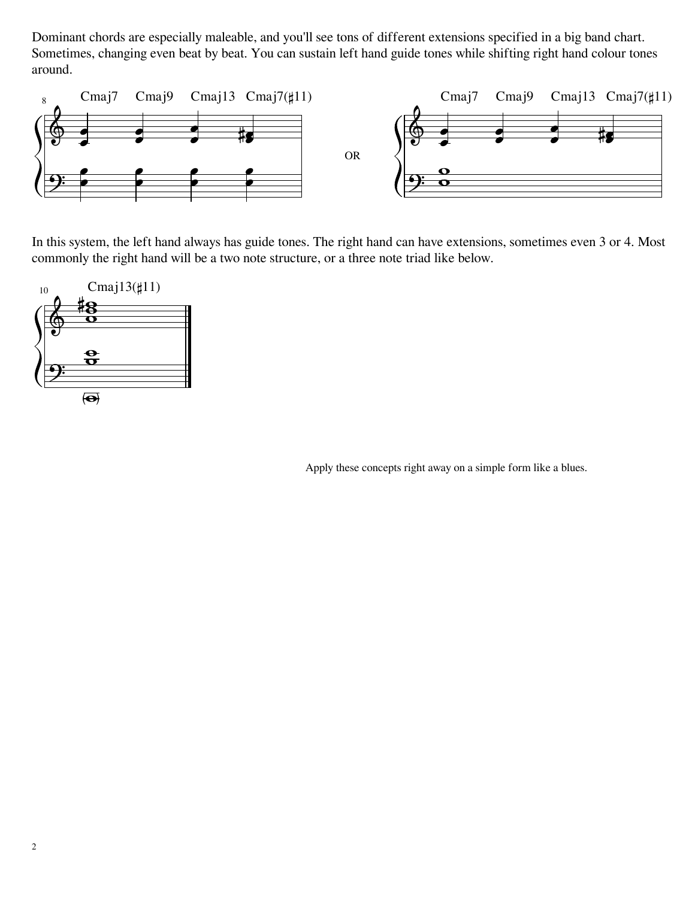Dominant chords are especially maleable, and you'll see tons of different extensions specified in a big band chart. Sometimes, changing even beat by beat. You can sustain left hand guide tones while shifting right hand colour tones around.

8

Cmaj7 Cmaj9 Cmaj13 Cmaj7(♯11)

OR

Cmaj7 Cmaj9 Cmaj13 Cmaj7(♯11)

In this system, the left hand always has guide tones. The right hand can have extensions, sometimes even 3 or 4. Most commonly the right hand will be a two note structure, or a three note triad like below.

10

Cmaj13(♯11)

Apply these concepts right away on a simple form like a blues.